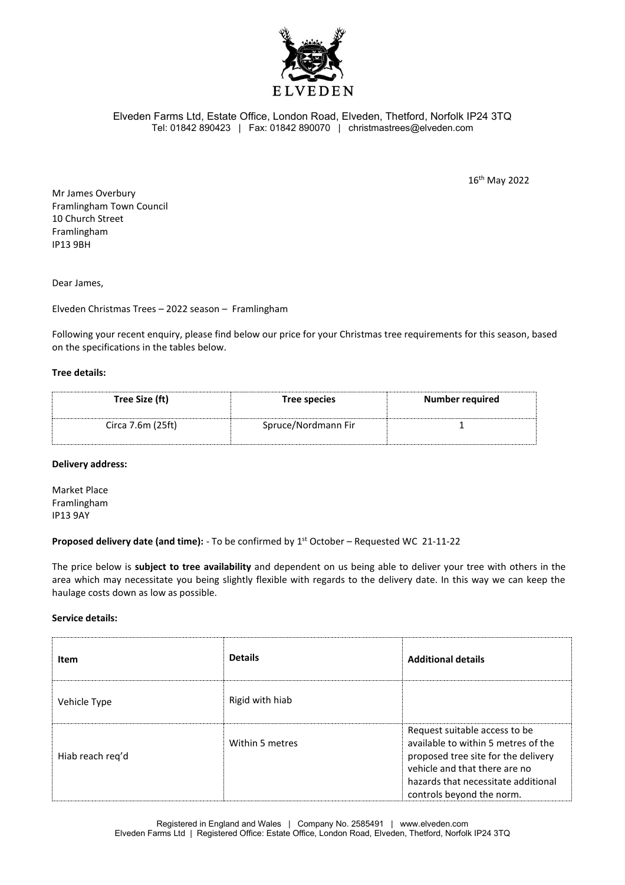ELVEDEN

Elveden Farms Ltd, Estate Office, London Road, Elveden, Thetford, Norfolk IP24 3TQ
Tel: 01842 890423 | Fax: 01842 890070 | christmastrees@elveden.com

16th May 2022

Mr James Overbury
Framlingham Town Council
10 Church Street
Framlingham
IP13 9BH

Dear James,

Elveden Christmas Trees – 2022 season – Framlingham

Following your recent enquiry, please find below our price for your Christmas tree requirements for this season, based on the specifications in the tables below.

**Tree details:**

| Tree Size (ft) | Tree species | Number required |
|---|---|---|
| Circa 7.6m (25ft) | Spruce/Nordmann Fir | 1 |

**Delivery address:**

Market Place
Framlingham
IP13 9AY

**Proposed delivery date (and time):** - To be confirmed by 1st October – Requested WC 21-11-22

The price below is **subject to tree availability** and dependent on us being able to deliver your tree with others in the area which may necessitate you being slightly flexible with regards to the delivery date. In this way we can keep the haulage costs down as low as possible.

**Service details:**

| Item | Details | Additional details |
|---|---|---|
| Vehicle Type | Rigid with hiab | |
| Hiab reach req'd | Within 5 metres | Request suitable access to be available to within 5 metres of the proposed tree site for the delivery vehicle and that there are no hazards that necessitate additional controls beyond the norm. |

Registered in England and Wales | Company No. 2585491 | www.elveden.com
Elveden Farms Ltd | Registered Office: Estate Office, London Road, Elveden, Thetford, Norfolk IP24 3TQ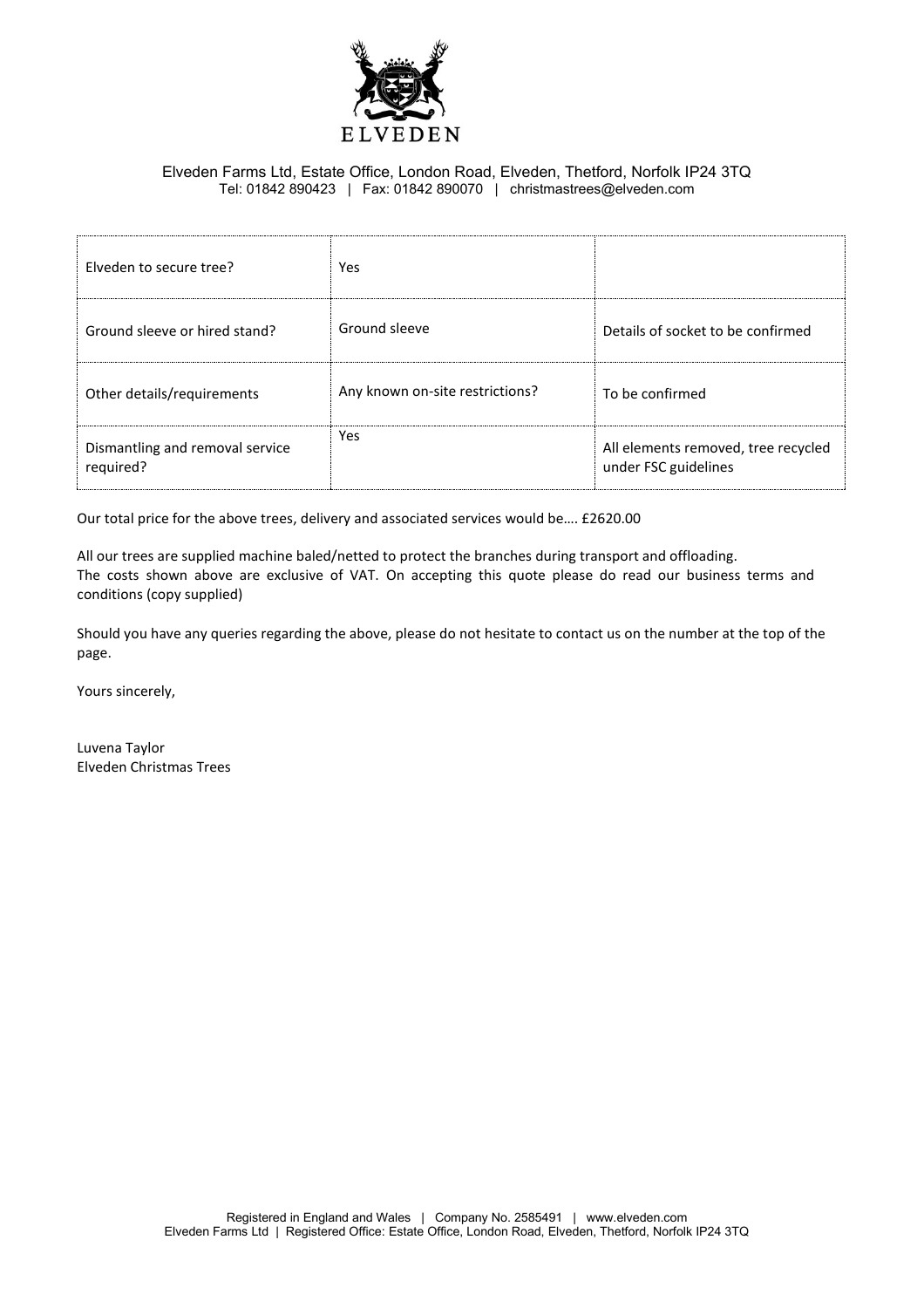ELVEDEN

Elveden Farms Ltd, Estate Office, London Road, Elveden, Thetford, Norfolk IP24 3TQ
Tel: 01842 890423 | Fax: 01842 890070 | christmastrees@elveden.com

| | | |
|---|---|---|
| Elveden to secure tree? | Yes | |
| Ground sleeve or hired stand? | Ground sleeve | Details of socket to be confirmed |
| Other details/requirements | Any known on-site restrictions? | To be confirmed |
| Dismantling and removal service required? | Yes | All elements removed, tree recycled under FSC guidelines |

Our total price for the above trees, delivery and associated services would be…. £2620.00

All our trees are supplied machine baled/netted to protect the branches during transport and offloading.
The costs shown above are exclusive of VAT. On accepting this quote please do read our business terms and conditions (copy supplied)

Should you have any queries regarding the above, please do not hesitate to contact us on the number at the top of the page.

Yours sincerely,

Luvena Taylor
Elveden Christmas Trees

Registered in England and Wales | Company No. 2585491 | www.elveden.com
Elveden Farms Ltd | Registered Office: Estate Office, London Road, Elveden, Thetford, Norfolk IP24 3TQ